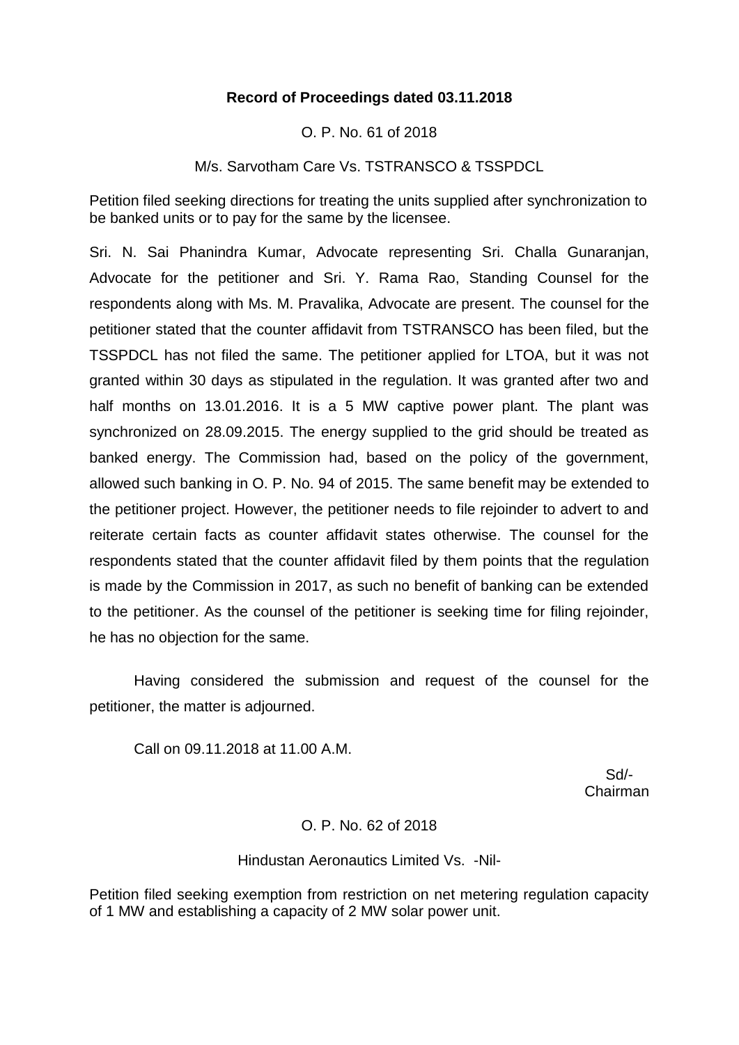**Record of Proceedings dated 03.11.2018**

O. P. No. 61 of 2018

M/s. Sarvotham Care Vs. TSTRANSCO & TSSPDCL

Petition filed seeking directions for treating the units supplied after synchronization to be banked units or to pay for the same by the licensee.

Sri. N. Sai Phanindra Kumar, Advocate representing Sri. Challa Gunaranjan, Advocate for the petitioner and Sri. Y. Rama Rao, Standing Counsel for the respondents along with Ms. M. Pravalika, Advocate are present. The counsel for the petitioner stated that the counter affidavit from TSTRANSCO has been filed, but the TSSPDCL has not filed the same. The petitioner applied for LTOA, but it was not granted within 30 days as stipulated in the regulation. It was granted after two and half months on 13.01.2016. It is a 5 MW captive power plant. The plant was synchronized on 28.09.2015. The energy supplied to the grid should be treated as banked energy. The Commission had, based on the policy of the government, allowed such banking in O. P. No. 94 of 2015. The same benefit may be extended to the petitioner project. However, the petitioner needs to file rejoinder to advert to and reiterate certain facts as counter affidavit states otherwise. The counsel for the respondents stated that the counter affidavit filed by them points that the regulation is made by the Commission in 2017, as such no benefit of banking can be extended to the petitioner. As the counsel of the petitioner is seeking time for filing rejoinder, he has no objection for the same.

Having considered the submission and request of the counsel for the petitioner, the matter is adjourned.

Call on 09.11.2018 at 11.00 A.M.

Sd/-
Chairman

O. P. No. 62 of 2018

Hindustan Aeronautics Limited Vs. -Nil-

Petition filed seeking exemption from restriction on net metering regulation capacity of 1 MW and establishing a capacity of 2 MW solar power unit.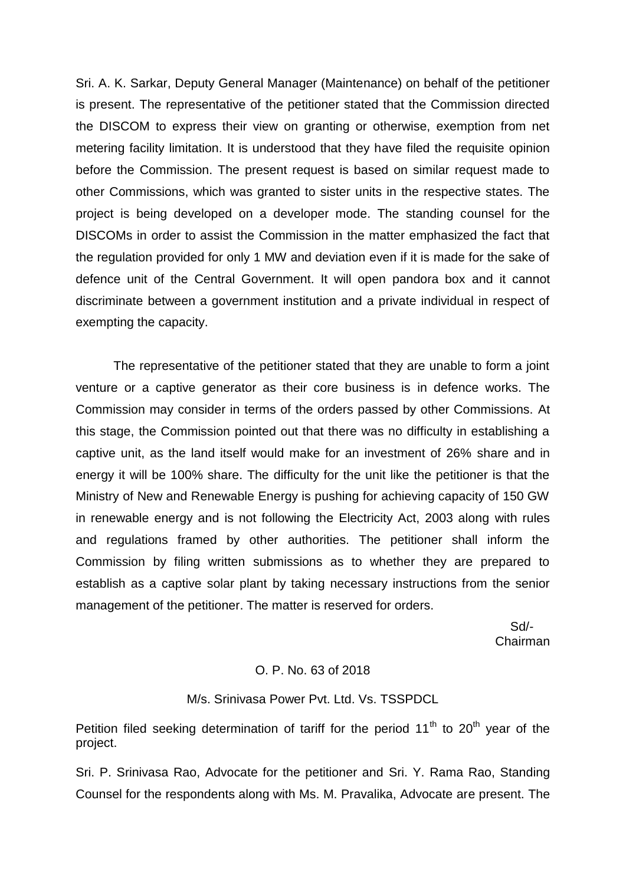Sri. A. K. Sarkar, Deputy General Manager (Maintenance) on behalf of the petitioner is present. The representative of the petitioner stated that the Commission directed the DISCOM to express their view on granting or otherwise, exemption from net metering facility limitation. It is understood that they have filed the requisite opinion before the Commission. The present request is based on similar request made to other Commissions, which was granted to sister units in the respective states. The project is being developed on a developer mode. The standing counsel for the DISCOMs in order to assist the Commission in the matter emphasized the fact that the regulation provided for only 1 MW and deviation even if it is made for the sake of defence unit of the Central Government. It will open pandora box and it cannot discriminate between a government institution and a private individual in respect of exempting the capacity.

The representative of the petitioner stated that they are unable to form a joint venture or a captive generator as their core business is in defence works. The Commission may consider in terms of the orders passed by other Commissions. At this stage, the Commission pointed out that there was no difficulty in establishing a captive unit, as the land itself would make for an investment of 26% share and in energy it will be 100% share. The difficulty for the unit like the petitioner is that the Ministry of New and Renewable Energy is pushing for achieving capacity of 150 GW in renewable energy and is not following the Electricity Act, 2003 along with rules and regulations framed by other authorities. The petitioner shall inform the Commission by filing written submissions as to whether they are prepared to establish as a captive solar plant by taking necessary instructions from the senior management of the petitioner. The matter is reserved for orders.

Sd/-
Chairman

O. P. No. 63 of 2018

M/s. Srinivasa Power Pvt. Ltd. Vs. TSSPDCL

Petition filed seeking determination of tariff for the period 11th to 20th year of the project.

Sri. P. Srinivasa Rao, Advocate for the petitioner and Sri. Y. Rama Rao, Standing Counsel for the respondents along with Ms. M. Pravalika, Advocate are present. The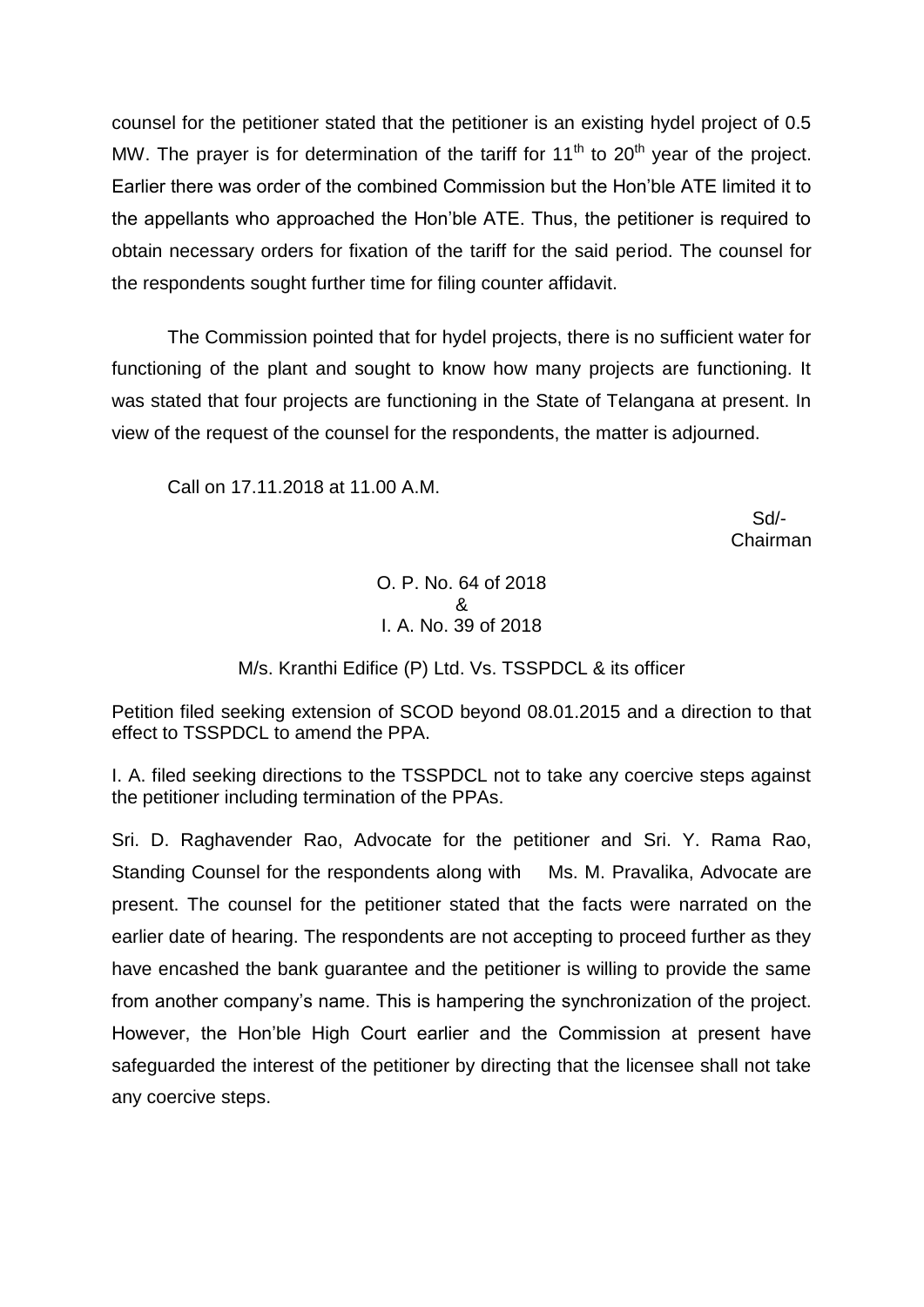counsel for the petitioner stated that the petitioner is an existing hydel project of 0.5 MW. The prayer is for determination of the tariff for 11th to 20th year of the project. Earlier there was order of the combined Commission but the Hon'ble ATE limited it to the appellants who approached the Hon'ble ATE. Thus, the petitioner is required to obtain necessary orders for fixation of the tariff for the said period. The counsel for the respondents sought further time for filing counter affidavit.

The Commission pointed that for hydel projects, there is no sufficient water for functioning of the plant and sought to know how many projects are functioning. It was stated that four projects are functioning in the State of Telangana at present. In view of the request of the counsel for the respondents, the matter is adjourned.

Call on 17.11.2018 at 11.00 A.M.

Sd/-
Chairman

O. P. No. 64 of 2018
&
I. A. No. 39 of 2018

M/s. Kranthi Edifice (P) Ltd. Vs. TSSPDCL & its officer

Petition filed seeking extension of SCOD beyond 08.01.2015 and a direction to that effect to TSSPDCL to amend the PPA.

I. A. filed seeking directions to the TSSPDCL not to take any coercive steps against the petitioner including termination of the PPAs.

Sri. D. Raghavender Rao, Advocate for the petitioner and Sri. Y. Rama Rao, Standing Counsel for the respondents along with Ms. M. Pravalika, Advocate are present. The counsel for the petitioner stated that the facts were narrated on the earlier date of hearing. The respondents are not accepting to proceed further as they have encashed the bank guarantee and the petitioner is willing to provide the same from another company's name. This is hampering the synchronization of the project. However, the Hon'ble High Court earlier and the Commission at present have safeguarded the interest of the petitioner by directing that the licensee shall not take any coercive steps.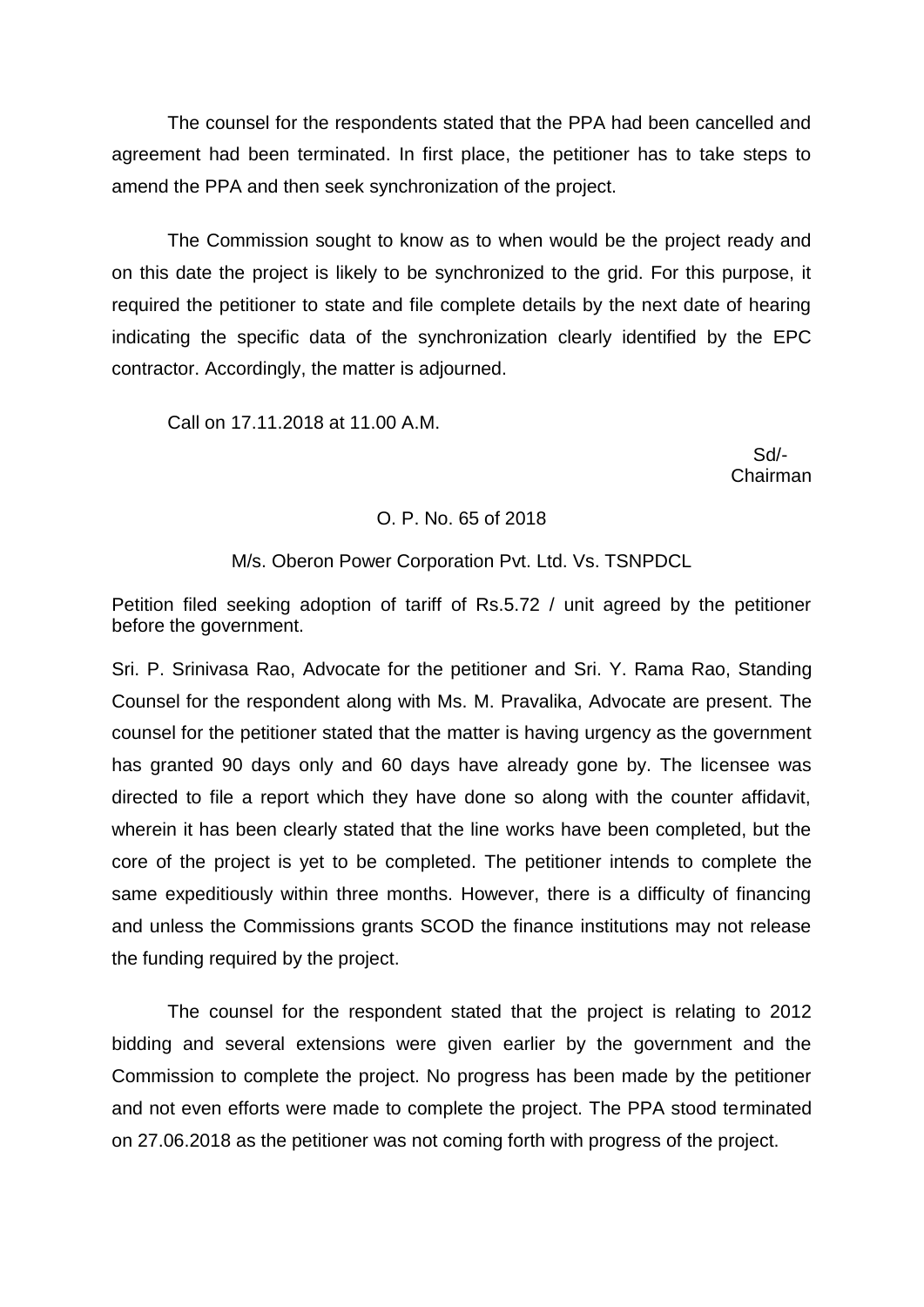The counsel for the respondents stated that the PPA had been cancelled and agreement had been terminated. In first place, the petitioner has to take steps to amend the PPA and then seek synchronization of the project.

The Commission sought to know as to when would be the project ready and on this date the project is likely to be synchronized to the grid. For this purpose, it required the petitioner to state and file complete details by the next date of hearing indicating the specific data of the synchronization clearly identified by the EPC contractor. Accordingly, the matter is adjourned.

Call on 17.11.2018 at 11.00 A.M.

Sd/-
Chairman

O. P. No. 65 of 2018

M/s. Oberon Power Corporation Pvt. Ltd. Vs. TSNPDCL

Petition filed seeking adoption of tariff of Rs.5.72 / unit agreed by the petitioner before the government.

Sri. P. Srinivasa Rao, Advocate for the petitioner and Sri. Y. Rama Rao, Standing Counsel for the respondent along with Ms. M. Pravalika, Advocate are present. The counsel for the petitioner stated that the matter is having urgency as the government has granted 90 days only and 60 days have already gone by. The licensee was directed to file a report which they have done so along with the counter affidavit, wherein it has been clearly stated that the line works have been completed, but the core of the project is yet to be completed. The petitioner intends to complete the same expeditiously within three months. However, there is a difficulty of financing and unless the Commissions grants SCOD the finance institutions may not release the funding required by the project.

The counsel for the respondent stated that the project is relating to 2012 bidding and several extensions were given earlier by the government and the Commission to complete the project. No progress has been made by the petitioner and not even efforts were made to complete the project. The PPA stood terminated on 27.06.2018 as the petitioner was not coming forth with progress of the project.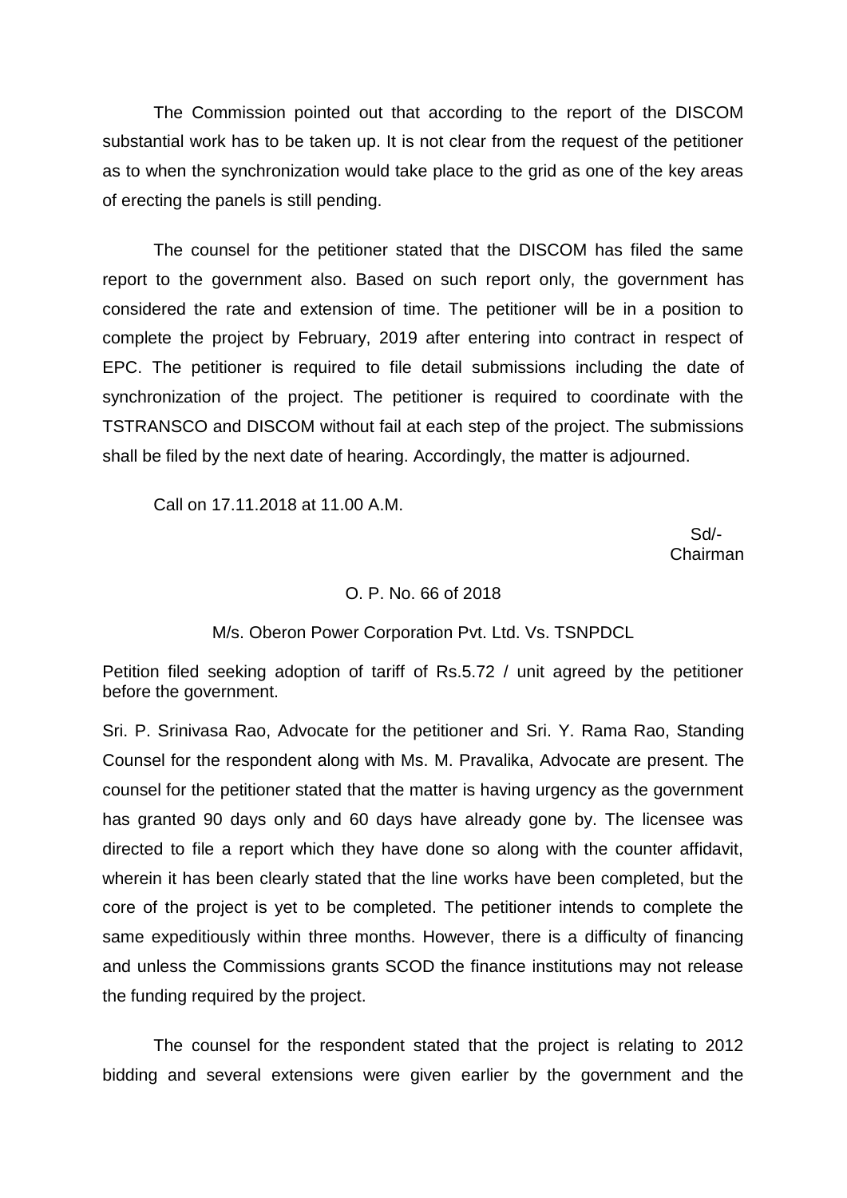The Commission pointed out that according to the report of the DISCOM substantial work has to be taken up. It is not clear from the request of the petitioner as to when the synchronization would take place to the grid as one of the key areas of erecting the panels is still pending.

The counsel for the petitioner stated that the DISCOM has filed the same report to the government also. Based on such report only, the government has considered the rate and extension of time. The petitioner will be in a position to complete the project by February, 2019 after entering into contract in respect of EPC. The petitioner is required to file detail submissions including the date of synchronization of the project. The petitioner is required to coordinate with the TSTRANSCO and DISCOM without fail at each step of the project. The submissions shall be filed by the next date of hearing. Accordingly, the matter is adjourned.

Call on 17.11.2018 at 11.00 A.M.

Sd/-
Chairman

O. P. No. 66 of 2018

M/s. Oberon Power Corporation Pvt. Ltd. Vs. TSNPDCL

Petition filed seeking adoption of tariff of Rs.5.72 / unit agreed by the petitioner before the government.

Sri. P. Srinivasa Rao, Advocate for the petitioner and Sri. Y. Rama Rao, Standing Counsel for the respondent along with Ms. M. Pravalika, Advocate are present. The counsel for the petitioner stated that the matter is having urgency as the government has granted 90 days only and 60 days have already gone by. The licensee was directed to file a report which they have done so along with the counter affidavit, wherein it has been clearly stated that the line works have been completed, but the core of the project is yet to be completed. The petitioner intends to complete the same expeditiously within three months. However, there is a difficulty of financing and unless the Commissions grants SCOD the finance institutions may not release the funding required by the project.

The counsel for the respondent stated that the project is relating to 2012 bidding and several extensions were given earlier by the government and the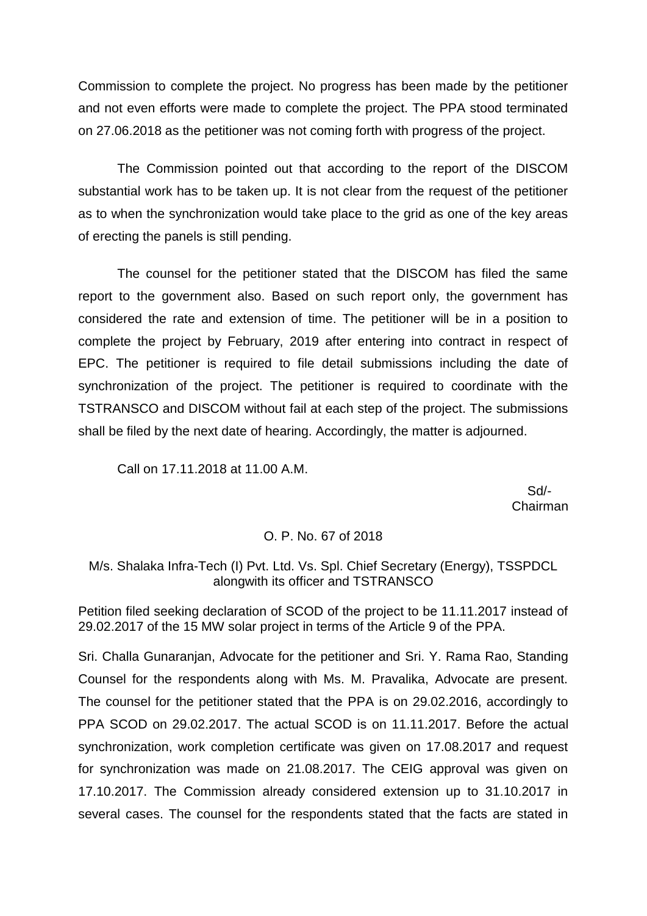Commission to complete the project. No progress has been made by the petitioner and not even efforts were made to complete the project. The PPA stood terminated on 27.06.2018 as the petitioner was not coming forth with progress of the project.

The Commission pointed out that according to the report of the DISCOM substantial work has to be taken up. It is not clear from the request of the petitioner as to when the synchronization would take place to the grid as one of the key areas of erecting the panels is still pending.

The counsel for the petitioner stated that the DISCOM has filed the same report to the government also. Based on such report only, the government has considered the rate and extension of time. The petitioner will be in a position to complete the project by February, 2019 after entering into contract in respect of EPC. The petitioner is required to file detail submissions including the date of synchronization of the project. The petitioner is required to coordinate with the TSTRANSCO and DISCOM without fail at each step of the project. The submissions shall be filed by the next date of hearing. Accordingly, the matter is adjourned.

Call on 17.11.2018 at 11.00 A.M.

Sd/-
Chairman

O. P. No. 67 of 2018

M/s. Shalaka Infra-Tech (I) Pvt. Ltd. Vs. Spl. Chief Secretary (Energy), TSSPDCL alongwith its officer and TSTRANSCO

Petition filed seeking declaration of SCOD of the project to be 11.11.2017 instead of 29.02.2017 of the 15 MW solar project in terms of the Article 9 of the PPA.

Sri. Challa Gunaranjan, Advocate for the petitioner and Sri. Y. Rama Rao, Standing Counsel for the respondents along with Ms. M. Pravalika, Advocate are present. The counsel for the petitioner stated that the PPA is on 29.02.2016, accordingly to PPA SCOD on 29.02.2017. The actual SCOD is on 11.11.2017. Before the actual synchronization, work completion certificate was given on 17.08.2017 and request for synchronization was made on 21.08.2017. The CEIG approval was given on 17.10.2017. The Commission already considered extension up to 31.10.2017 in several cases. The counsel for the respondents stated that the facts are stated in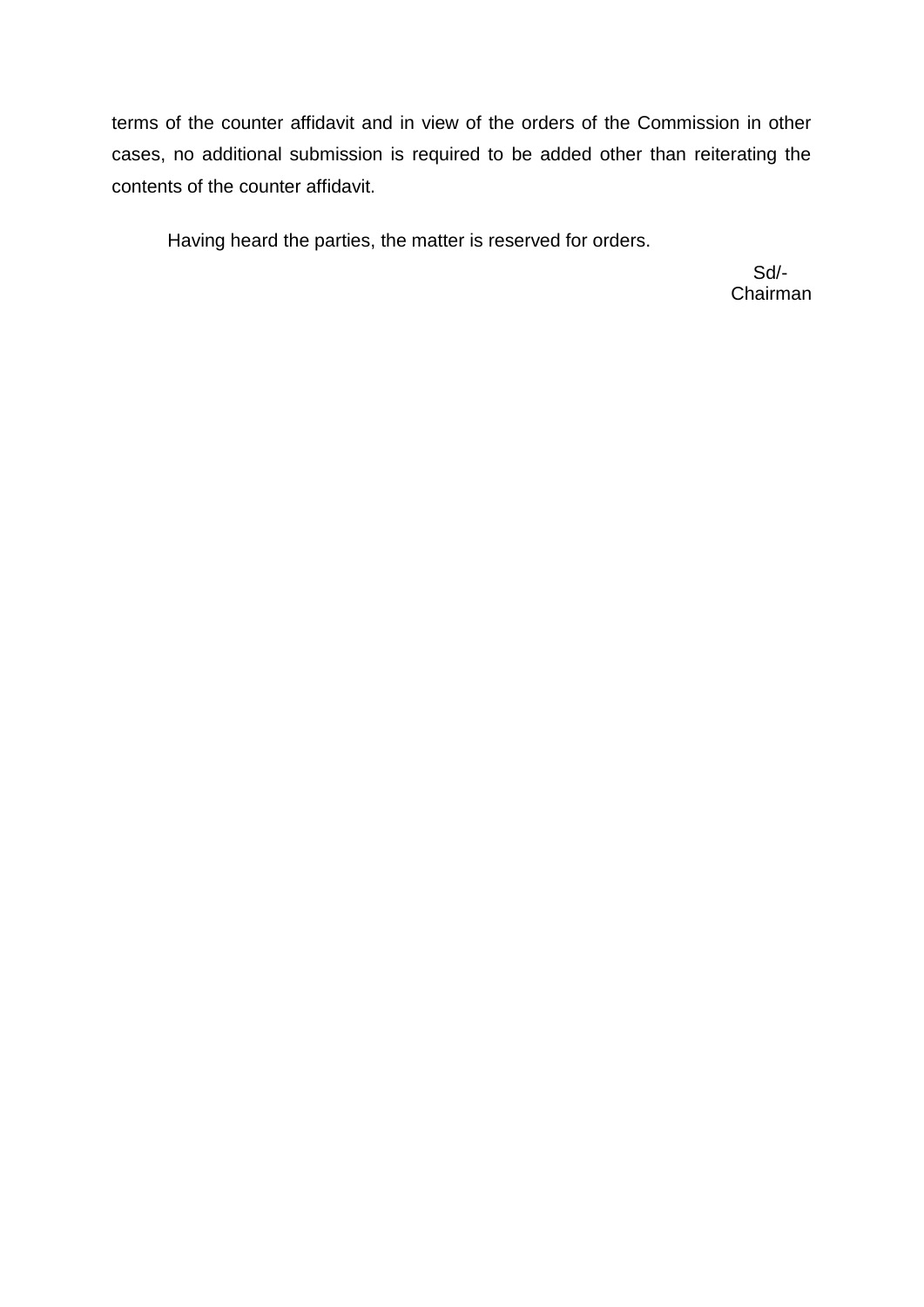terms of the counter affidavit and in view of the orders of the Commission in other cases, no additional submission is required to be added other than reiterating the contents of the counter affidavit.

Having heard the parties, the matter is reserved for orders.

Sd/-
Chairman